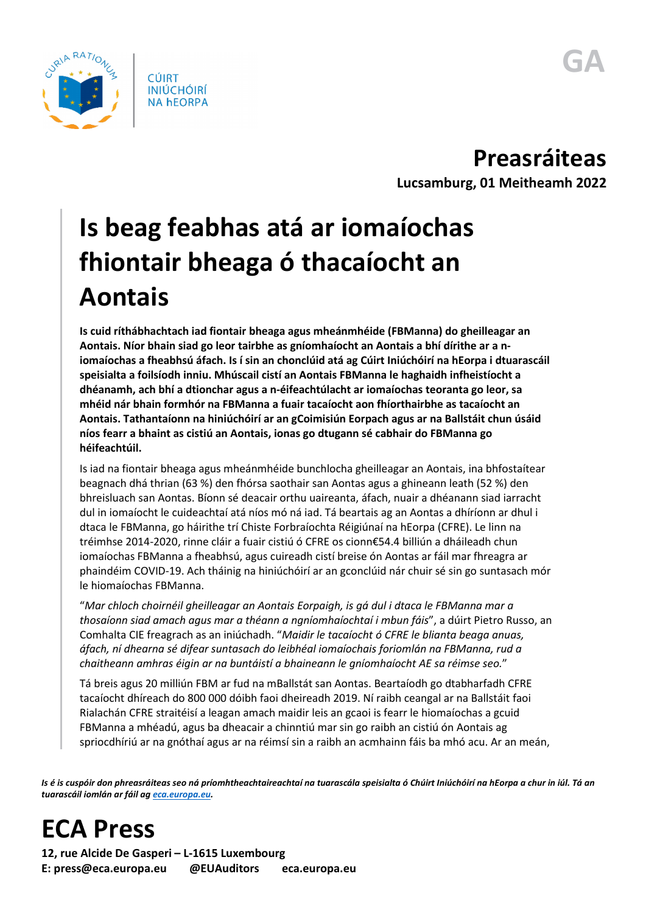CÚIRT INIÚCHÓIRÍ NA hEORPA

GA

# Preasráiteas

**Lucsamburg, 01 Meitheamh 2022**

# Is beag feabhas atá ar iomaíochas fhiontair bheaga ó thacaíocht an Aontais

**Is cuid ríthábhachtach iad fiontair bheaga agus mheánmhéide (FBManna) do gheilleagar an Aontais. Níor bhain siad go leor tairbhe as gníomhaíocht an Aontais a bhí dírithe ar a n-iomaíochas a fheabhsú áfach. Is í sin an chonclúid atá ag Cúirt Iniúchóirí na hEorpa i dtuarascáil speisialta a foilsíodh inniu. Mhúscail cistí an Aontais FBManna le haghaidh infheistíocht a dhéanamh, ach bhí a dtionchar agus a n-éifeachtúlacht ar iomaíochas teoranta go leor, sa mhéid nár bhain formhór na FBManna a fuair tacaíocht aon fhíorthairbhe as tacaíocht an Aontais. Tathantaíonn na hiniúchóirí ar an gCoimisiún Eorpach agus ar na Ballstáit chun úsáid níos fearr a bhaint as cistiú an Aontais, ionas go dtugann sé cabhair do FBManna go héifeachtúil.**

Is iad na fiontair bheaga agus mheánmhéide bunchlocha gheilleagar an Aontais, ina bhfostaítear beagnach dhá thrian (63 %) den fhórsa saothair san Aontas agus a ghineann leath (52 %) den bhreisluach san Aontas. Bíonn sé deacair orthu uaireanta, áfach, nuair a dhéanann siad iarracht dul in iomaíocht le cuideachtaí atá níos mó ná iad. Tá beartais ag an Aontas a dhíríonn ar dhul i dtaca le FBManna, go háirithe trí Chiste Forbraíochta Réigiúnaí na hEorpa (CFRE). Le linn na tréimhse 2014-2020, rinne cláir a fuair cistiú ó CFRE os cionn€54.4 billiún a dháileadh chun iomaíochas FBManna a fheabhsú, agus cuireadh cistí breise ón Aontas ar fáil mar fhreagra ar phaindéim COVID-19. Ach tháinig na hiniúchóirí ar an gconclúid nár chuir sé sin go suntasach mór le hiomaíochas FBManna.

"*Mar chloch choirnéil gheilleagar an Aontais Eorpaigh, is gá dul i dtaca le FBManna mar a thosaíonn siad amach agus mar a théann a ngníomhaíochtaí i mbun fáis*", a dúirt Pietro Russo, an Comhalta CIE freagrach as an iniúchadh. "*Maidir le tacaíocht ó CFRE le blianta beaga anuas, áfach, ní dhearna sé difear suntasach do leibhéal iomaíochais foriomlán na FBManna, rud a chaitheann amhras éigin ar na buntáistí a bhaineann le gníomhaíocht AE sa réimse seo.*"

Tá breis agus 20 milliún FBM ar fud na mBallstát san Aontas. Beartaíodh go dtabharfadh CFRE tacaíocht dhíreach do 800 000 dóibh faoi dheireadh 2019. Ní raibh ceangal ar na Ballstáit faoi Rialachán CFRE straitéisí a leagan amach maidir leis an gcaoi is fearr le hiomaíochas a gcuid FBManna a mhéadú, agus ba dheacair a chinntiú mar sin go raibh an cistiú ón Aontas ag spriocdhíriú ar na gnóthaí agus ar na réimsí sin a raibh an acmhainn fáis ba mhó acu. Ar an meán,

*Is é is cuspóir don phreasráiteas seo ná príomhtheachtaireachtaí na tuarascála speisialta ó Chúirt Iniúchóirí na hEorpa a chur in iúl. Tá an tuarascáil iomlán ar fáil ag eca.europa.eu.*

# ECA Press

**12, rue Alcide De Gasperi – L-1615 Luxembourg**
**E: press@eca.europa.eu @EUAuditors eca.europa.eu**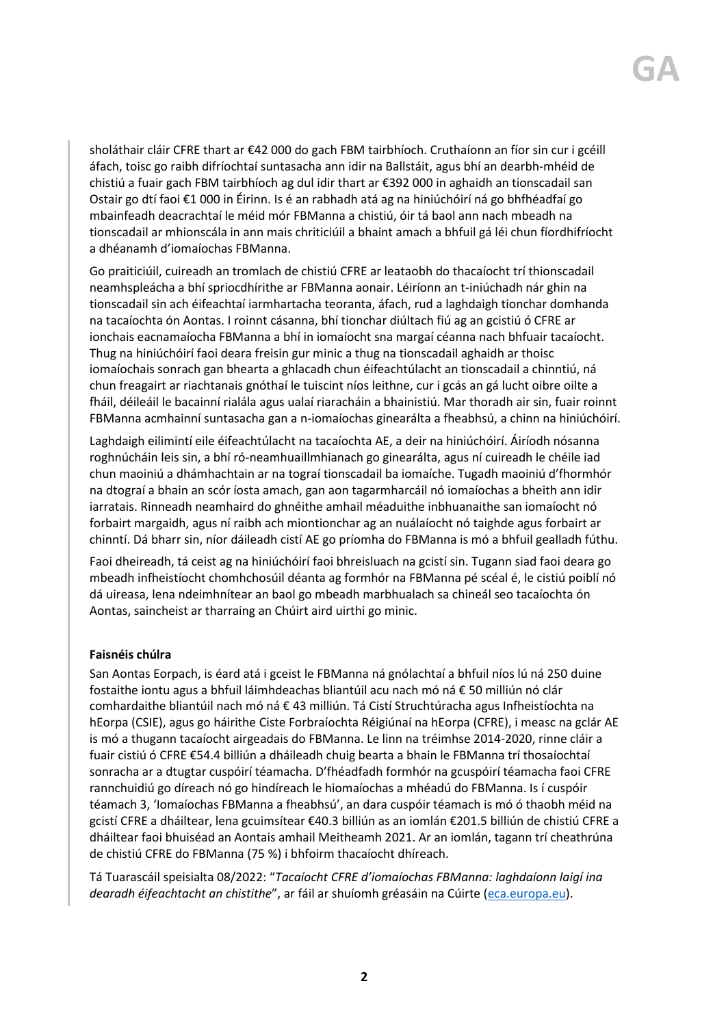sholáthair cláir CFRE thart ar €42 000 do gach FBM tairbhíoch. Cruthaíonn an fíor sin cur i gcéill áfach, toisc go raibh difríochtaí suntasacha ann idir na Ballstáit, agus bhí an dearbh-mhéid de chistiú a fuair gach FBM tairbhíoch ag dul idir thart ar €392 000 in aghaidh an tionscadail san Ostair go dtí faoi €1 000 in Éirinn. Is é an rabhadh atá ag na hiniúchóirí ná go bhféadfaí go mbainfeadh deacrachtaí le méid mór FBManna a chistiú, óir tá baol ann nach mbeadh na tionscadail ar mhionscála in ann mais chriticiúil a bhaint amach a bhfuil gá léi chun fíordhifríocht a dhéanamh d'iomaíochas FBManna.

Go praiticiúil, cuireadh an tromlach de chistiú CFRE ar leataobh do thacaíocht trí thionscadail neamhspleácha a bhí spriocdhírithe ar FBManna aonair. Léiríonn an t-iniúchadh nár ghin na tionscadail sin ach éifeachtaí iarmhartacha teoranta, áfach, rud a laghdaigh tionchar domhanda na tacaíochta ón Aontas. I roinnt cásanna, bhí tionchar diúltach fiú ag an gcistiú ó CFRE ar ionchais eacnamaíocha FBManna a bhí in iomaíocht sna margaí céanna nach bhfuair tacaíocht. Thug na hiniúchóirí faoi deara freisin gur minic a thug na tionscadail aghaidh ar thoisc iomaíochais sonrach gan bhearta a ghlacadh chun éifeachtúlacht an tionscadail a chinntiú, ná chun freagairt ar riachtanais gnóthaí le tuiscint níos leithne, cur i gcás an gá lucht oibre oilte a fháil, déileáil le bacainní rialála agus ualaí riaracháin a bhainistiú. Mar thoradh air sin, fuair roinnt FBManna acmhainní suntasacha gan a n-iomaíochas ginearálta a fheabhsú, a chinn na hiniúchóirí.

Laghdaigh eilimintí eile éifeachtúlacht na tacaíochta AE, a deir na hiniúchóirí. Áiríodh nósanna roghnúcháin leis sin, a bhí ró-neamhuaillmhianach go ginearálta, agus ní cuireadh le chéile iad chun maoiniú a dhámhachtain ar na tograí tionscadail ba iomaíche. Tugadh maoiniú d'fhormhór na dtograí a bhain an scór íosta amach, gan aon tagarmharcáil nó iomaíochas a bheith ann idir iarratais. Rinneadh neamhaird do ghnéithe amhail méaduithe inbhuanaithe san iomaíocht nó forbairt margaidh, agus ní raibh ach miontionchar ag an nuálaíocht nó taighde agus forbairt ar chinntí. Dá bharr sin, níor dáileadh cistí AE go príomha do FBManna is mó a bhfuil gealladh fúthu.

Faoi dheireadh, tá ceist ag na hiniúchóirí faoi bhreisluach na gcistí sin. Tugann siad faoi deara go mbeadh infheistíocht chomhchosúil déanta ag formhór na FBManna pé scéal é, le cistiú poiblí nó dá uireasa, lena ndeimhnítear an baol go mbeadh marbhualach sa chineál seo tacaíochta ón Aontas, saincheist ar tharraing an Chúirt aird uirthi go minic.

**Faisnéis chúlra**

San Aontas Eorpach, is éard atá i gceist le FBManna ná gnólachtaí a bhfuil níos lú ná 250 duine fostaithe iontu agus a bhfuil láimhdeachas bliantúil acu nach mó ná € 50 milliún nó clár comhardaithe bliantúil nach mó ná € 43 milliún. Tá Cistí Struchtúracha agus Infheistíochta na hEorpa (CSIE), agus go háirithe Ciste Forbraíochta Réigiúnaí na hEorpa (CFRE), i measc na gclár AE is mó a thugann tacaíocht airgeadais do FBManna. Le linn na tréimhse 2014-2020, rinne cláir a fuair cistiú ó CFRE €54.4 billiún a dháileadh chuig bearta a bhain le FBManna trí thosaíochtaí sonracha ar a dtugtar cuspóirí téamacha. D'fhéadfadh formhór na gcuspóirí téamacha faoi CFRE rannchuidiú go díreach nó go hindíreach le hiomaíochas a mhéadú do FBManna. Is í cuspóir téamach 3, 'Iomaíochas FBManna a fheabhsú', an dara cuspóir téamach is mó ó thaobh méid na gcistí CFRE a dháiltear, lena gcuimsítear €40.3 billiún as an iomlán €201.5 billiún de chistiú CFRE a dháiltear faoi bhuiséad an Aontais amhail Meitheamh 2021. Ar an iomlán, tagann trí cheathrúna de chistiú CFRE do FBManna (75 %) i bhfoirm thacaíocht dhíreach.

Tá Tuarascáil speisialta 08/2022: "*Tacaíocht CFRE d'iomaíochas FBManna: laghdaíonn laigí ina dearadh éifeachtacht an chistithe*", ar fáil ar shuíomh gréasáin na Cúirte (eca.europa.eu).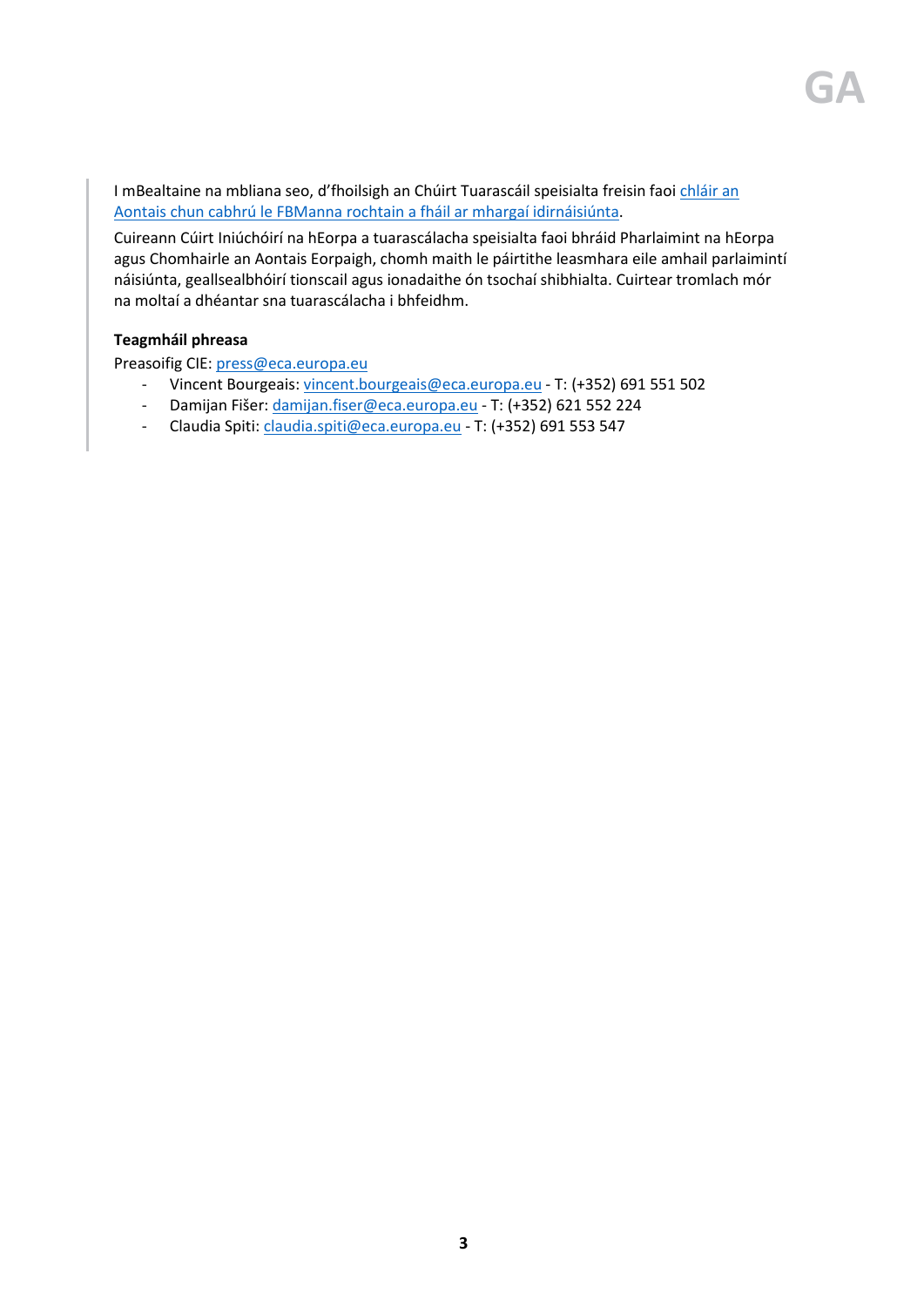I mBealtaine na mbliana seo, d'fhoilsigh an Chúirt Tuarascáil speisialta freisin faoi chláir an Aontais chun cabhrú le FBManna rochtain a fháil ar mhargaí idirnáisiúnta.

Cuireann Cúirt Iniúchóirí na hEorpa a tuarascálacha speisialta faoi bhráid Pharlaimint na hEorpa agus Chomhairle an Aontais Eorpaigh, chomh maith le páirtithe leasmhara eile amhail parlaimintí náisiúnta, geallsealbhóirí tionscail agus ionadaithe ón tsochaí shibhialta. Cuirtear tromlach mór na moltaí a dhéantar sna tuarascálacha i bhfeidhm.

**Teagmháil phreasa**

Preasoifig CIE: press@eca.europa.eu

- Vincent Bourgeais: vincent.bourgeais@eca.europa.eu - T: (+352) 691 551 502
- Damijan Fišer: damijan.fiser@eca.europa.eu - T: (+352) 621 552 224
- Claudia Spiti: claudia.spiti@eca.europa.eu - T: (+352) 691 553 547